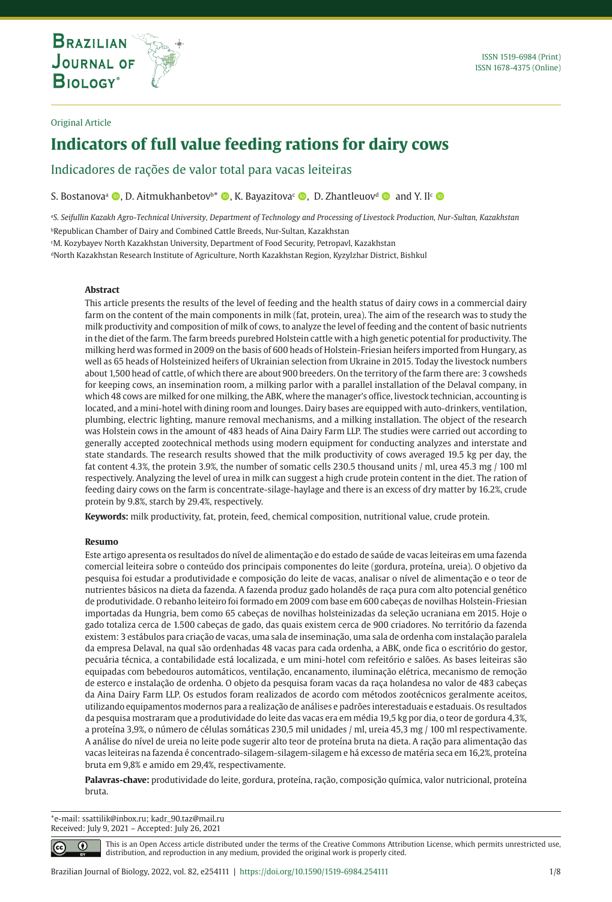Original Article

# Indicators of full value feeding rations for dairy cows

## Indicadores de rações de valor total para vacas leiteiras

S. Bostanova[a], D. Aitmukhanbetov[b]*, K. Bayazitova[c], D. Zhantleuov[d] and Y. Il[c]

[a]S. Seifullin Kazakh Agro-Technical University, Department of Technology and Processing of Livestock Production, Nur-Sultan, Kazakhstan

[b]Republican Chamber of Dairy and Combined Cattle Breeds, Nur-Sultan, Kazakhstan

[c]M. Kozybayev North Kazakhstan University, Department of Food Security, Petropavl, Kazakhstan

[d]North Kazakhstan Research Institute of Agriculture, North Kazakhstan Region, Kyzylzhar District, Bishkul

### Abstract

This article presents the results of the level of feeding and the health status of dairy cows in a commercial dairy farm on the content of the main components in milk (fat, protein, urea). The aim of the research was to study the milk productivity and composition of milk of cows, to analyze the level of feeding and the content of basic nutrients in the diet of the farm. The farm breeds purebred Holstein cattle with a high genetic potential for productivity. The milking herd was formed in 2009 on the basis of 600 heads of Holstein-Friesian heifers imported from Hungary, as well as 65 heads of Holsteinized heifers of Ukrainian selection from Ukraine in 2015. Today the livestock numbers about 1,500 head of cattle, of which there are about 900 breeders. On the territory of the farm there are: 3 cowsheds for keeping cows, an insemination room, a milking parlor with a parallel installation of the Delaval company, in which 48 cows are milked for one milking, the ABK, where the manager's office, livestock technician, accounting is located, and a mini-hotel with dining room and lounges. Dairy bases are equipped with auto-drinkers, ventilation, plumbing, electric lighting, manure removal mechanisms, and a milking installation. The object of the research was Holstein cows in the amount of 483 heads of Aina Dairy Farm LLP. The studies were carried out according to generally accepted zootechnical methods using modern equipment for conducting analyzes and interstate and state standards. The research results showed that the milk productivity of cows averaged 19.5 kg per day, the fat content 4.3%, the protein 3.9%, the number of somatic cells 230.5 thousand units / ml, urea 45.3 mg / 100 ml respectively. Analyzing the level of urea in milk can suggest a high crude protein content in the diet. The ration of feeding dairy cows on the farm is concentrate-silage-haylage and there is an excess of dry matter by 16.2%, crude protein by 9.8%, starch by 29.4%, respectively.

**Keywords:** milk productivity, fat, protein, feed, chemical composition, nutritional value, crude protein.

### Resumo

Este artigo apresenta os resultados do nível de alimentação e do estado de saúde de vacas leiteiras em uma fazenda comercial leiteira sobre o conteúdo dos principais componentes do leite (gordura, proteína, ureia). O objetivo da pesquisa foi estudar a produtividade e composição do leite de vacas, analisar o nível de alimentação e o teor de nutrientes básicos na dieta da fazenda. A fazenda produz gado holandês de raça pura com alto potencial genético de produtividade. O rebanho leiteiro foi formado em 2009 com base em 600 cabeças de novilhas Holstein-Friesian importadas da Hungria, bem como 65 cabeças de novilhas holsteinizadas da seleção ucraniana em 2015. Hoje o gado totaliza cerca de 1.500 cabeças de gado, das quais existem cerca de 900 criadores. No território da fazenda existem: 3 estábulos para criação de vacas, uma sala de inseminação, uma sala de ordenha com instalação paralela da empresa Delaval, na qual são ordenhadas 48 vacas para cada ordenha, a ABK, onde fica o escritório do gestor, pecuária técnica, a contabilidade está localizada, e um mini-hotel com refeitório e salões. As bases leiteiras são equipadas com bebedouros automáticos, ventilação, encanamento, iluminação elétrica, mecanismo de remoção de esterco e instalação de ordenha. O objeto da pesquisa foram vacas da raça holandesa no valor de 483 cabeças da Aina Dairy Farm LLP. Os estudos foram realizados de acordo com métodos zootécnicos geralmente aceitos, utilizando equipamentos modernos para a realização de análises e padrões interestaduais e estaduais. Os resultados da pesquisa mostraram que a produtividade do leite das vacas era em média 19,5 kg por dia, o teor de gordura 4,3%, a proteína 3,9%, o número de células somáticas 230,5 mil unidades / ml, ureia 45,3 mg / 100 ml respectivamente. A análise do nível de ureia no leite pode sugerir alto teor de proteína bruta na dieta. A ração para alimentação das vacas leiteiras na fazenda é concentrado-silagem-silagem-silagem e há excesso de matéria seca em 16,2%, proteína bruta em 9,8% e amido em 29,4%, respectivamente.

**Palavras-chave:** produtividade do leite, gordura, proteína, ração, composição química, valor nutricional, proteína bruta.

*e-mail: ssattilik@inbox.ru; kadr_90.taz@mail.ru
Received: July 9, 2021 – Accepted: July 26, 2021

This is an Open Access article distributed under the terms of the Creative Commons Attribution License, which permits unrestricted use, distribution, and reproduction in any medium, provided the original work is properly cited.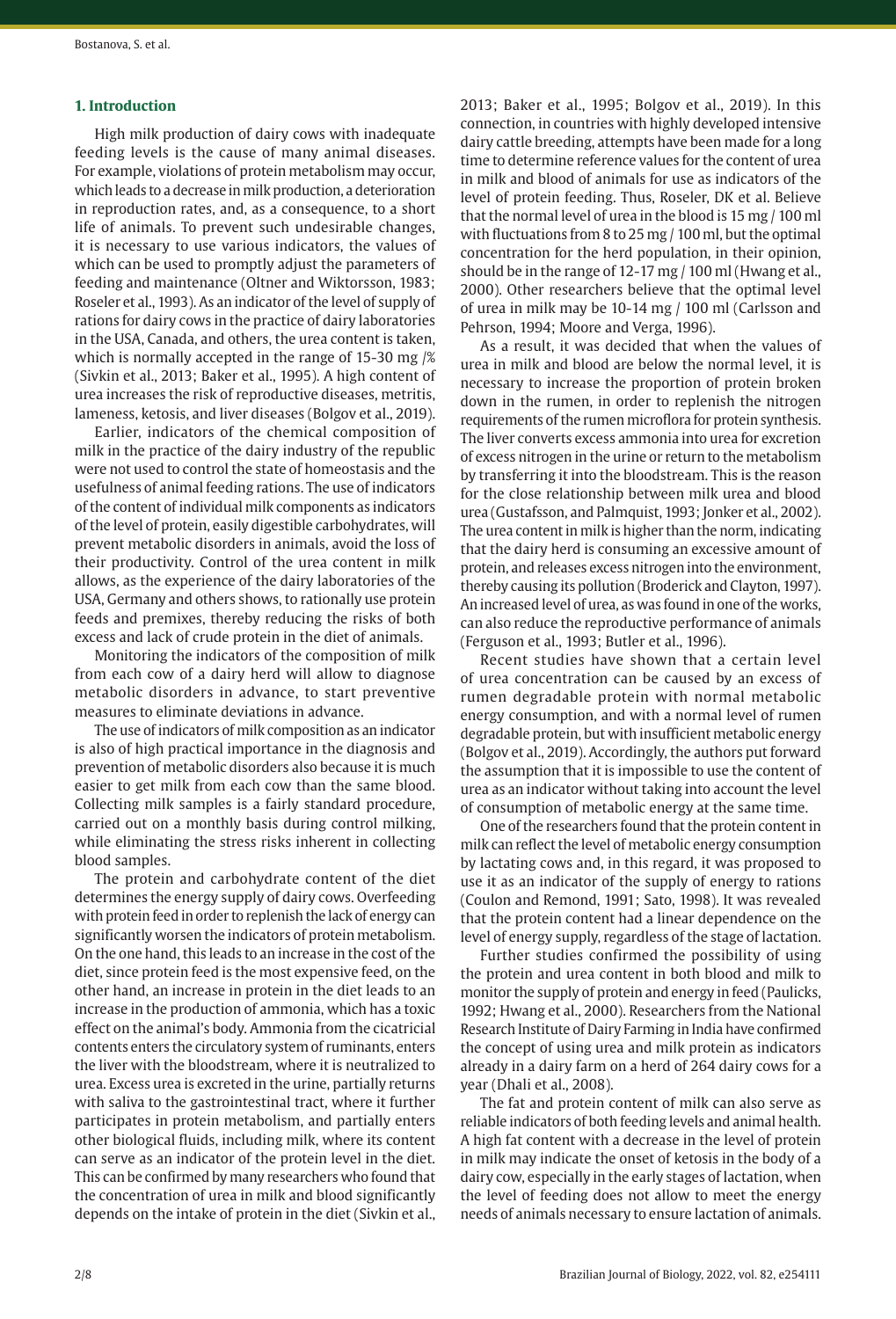## 1. Introduction

High milk production of dairy cows with inadequate feeding levels is the cause of many animal diseases. For example, violations of protein metabolism may occur, which leads to a decrease in milk production, a deterioration in reproduction rates, and, as a consequence, to a short life of animals. To prevent such undesirable changes, it is necessary to use various indicators, the values of which can be used to promptly adjust the parameters of feeding and maintenance (Oltner and Wiktorsson, 1983; Roseler et al., 1993). As an indicator of the level of supply of rations for dairy cows in the practice of dairy laboratories in the USA, Canada, and others, the urea content is taken, which is normally accepted in the range of 15-30 mg /% (Sivkin et al., 2013; Baker et al., 1995). A high content of urea increases the risk of reproductive diseases, metritis, lameness, ketosis, and liver diseases (Bolgov et al., 2019).

Earlier, indicators of the chemical composition of milk in the practice of the dairy industry of the republic were not used to control the state of homeostasis and the usefulness of animal feeding rations. The use of indicators of the content of individual milk components as indicators of the level of protein, easily digestible carbohydrates, will prevent metabolic disorders in animals, avoid the loss of their productivity. Control of the urea content in milk allows, as the experience of the dairy laboratories of the USA, Germany and others shows, to rationally use protein feeds and premixes, thereby reducing the risks of both excess and lack of crude protein in the diet of animals.

Monitoring the indicators of the composition of milk from each cow of a dairy herd will allow to diagnose metabolic disorders in advance, to start preventive measures to eliminate deviations in advance.

The use of indicators of milk composition as an indicator is also of high practical importance in the diagnosis and prevention of metabolic disorders also because it is much easier to get milk from each cow than the same blood. Collecting milk samples is a fairly standard procedure, carried out on a monthly basis during control milking, while eliminating the stress risks inherent in collecting blood samples.

The protein and carbohydrate content of the diet determines the energy supply of dairy cows. Overfeeding with protein feed in order to replenish the lack of energy can significantly worsen the indicators of protein metabolism. On the one hand, this leads to an increase in the cost of the diet, since protein feed is the most expensive feed, on the other hand, an increase in protein in the diet leads to an increase in the production of ammonia, which has a toxic effect on the animal's body. Ammonia from the cicatricial contents enters the circulatory system of ruminants, enters the liver with the bloodstream, where it is neutralized to urea. Excess urea is excreted in the urine, partially returns with saliva to the gastrointestinal tract, where it further participates in protein metabolism, and partially enters other biological fluids, including milk, where its content can serve as an indicator of the protein level in the diet. This can be confirmed by many researchers who found that the concentration of urea in milk and blood significantly depends on the intake of protein in the diet (Sivkin et al., 2013; Baker et al., 1995; Bolgov et al., 2019). In this connection, in countries with highly developed intensive dairy cattle breeding, attempts have been made for a long time to determine reference values for the content of urea in milk and blood of animals for use as indicators of the level of protein feeding. Thus, Roseler, DK et al. Believe that the normal level of urea in the blood is 15 mg / 100 ml with fluctuations from 8 to 25 mg / 100 ml, but the optimal concentration for the herd population, in their opinion, should be in the range of 12-17 mg / 100 ml (Hwang et al., 2000). Other researchers believe that the optimal level of urea in milk may be 10-14 mg / 100 ml (Carlsson and Pehrson, 1994; Moore and Verga, 1996).

As a result, it was decided that when the values of urea in milk and blood are below the normal level, it is necessary to increase the proportion of protein broken down in the rumen, in order to replenish the nitrogen requirements of the rumen microflora for protein synthesis. The liver converts excess ammonia into urea for excretion of excess nitrogen in the urine or return to the metabolism by transferring it into the bloodstream. This is the reason for the close relationship between milk urea and blood urea (Gustafsson, and Palmquist, 1993; Jonker et al., 2002). The urea content in milk is higher than the norm, indicating that the dairy herd is consuming an excessive amount of protein, and releases excess nitrogen into the environment, thereby causing its pollution (Broderick and Clayton, 1997). An increased level of urea, as was found in one of the works, can also reduce the reproductive performance of animals (Ferguson et al., 1993; Butler et al., 1996).

Recent studies have shown that a certain level of urea concentration can be caused by an excess of rumen degradable protein with normal metabolic energy consumption, and with a normal level of rumen degradable protein, but with insufficient metabolic energy (Bolgov et al., 2019). Accordingly, the authors put forward the assumption that it is impossible to use the content of urea as an indicator without taking into account the level of consumption of metabolic energy at the same time.

One of the researchers found that the protein content in milk can reflect the level of metabolic energy consumption by lactating cows and, in this regard, it was proposed to use it as an indicator of the supply of energy to rations (Coulon and Remond, 1991; Sato, 1998). It was revealed that the protein content had a linear dependence on the level of energy supply, regardless of the stage of lactation.

Further studies confirmed the possibility of using the protein and urea content in both blood and milk to monitor the supply of protein and energy in feed (Paulicks, 1992; Hwang et al., 2000). Researchers from the National Research Institute of Dairy Farming in India have confirmed the concept of using urea and milk protein as indicators already in a dairy farm on a herd of 264 dairy cows for a year (Dhali et al., 2008).

The fat and protein content of milk can also serve as reliable indicators of both feeding levels and animal health. A high fat content with a decrease in the level of protein in milk may indicate the onset of ketosis in the body of a dairy cow, especially in the early stages of lactation, when the level of feeding does not allow to meet the energy needs of animals necessary to ensure lactation of animals.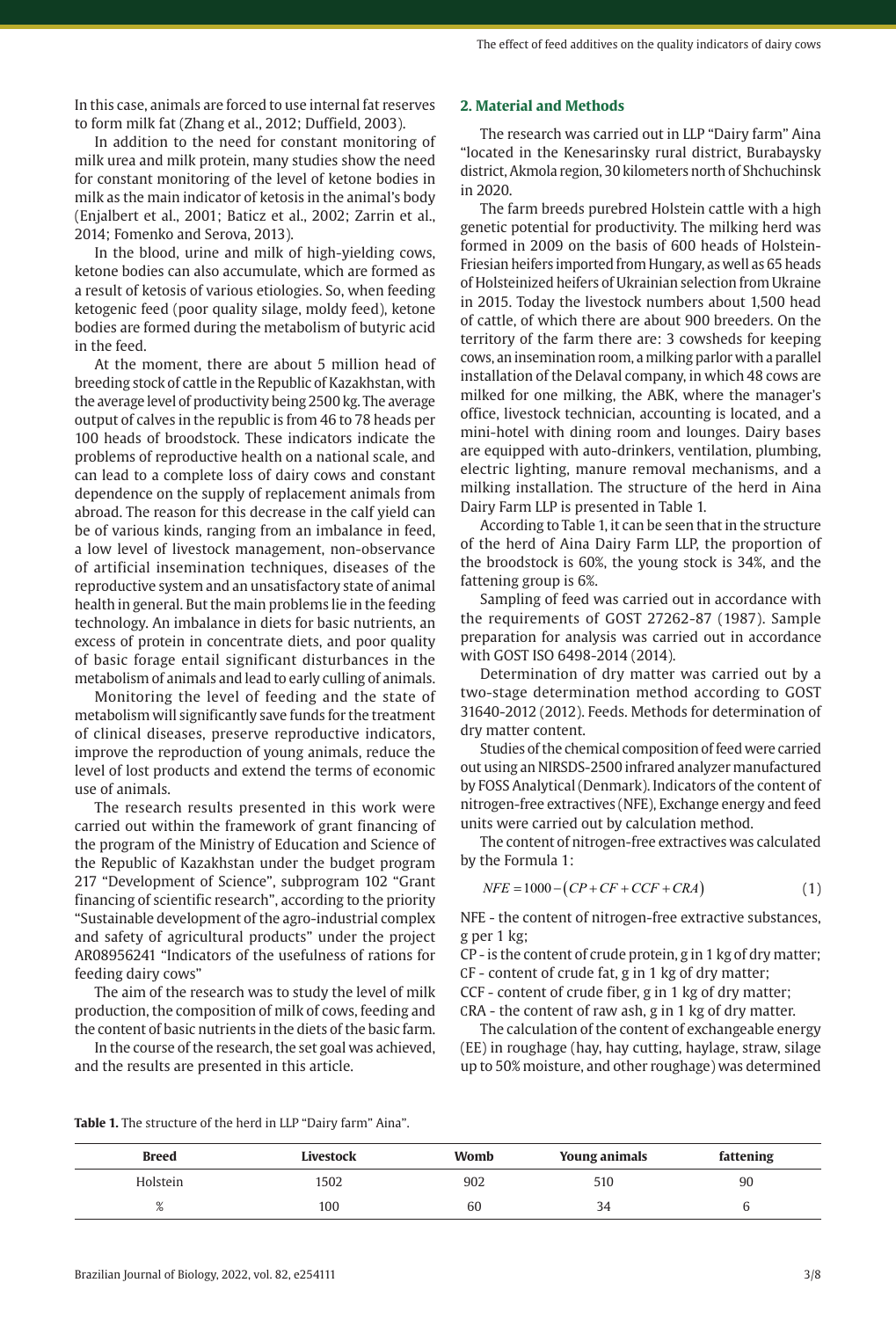In this case, animals are forced to use internal fat reserves to form milk fat (Zhang et al., 2012; Duffield, 2003).

In addition to the need for constant monitoring of milk urea and milk protein, many studies show the need for constant monitoring of the level of ketone bodies in milk as the main indicator of ketosis in the animal's body (Enjalbert et al., 2001; Baticz et al., 2002; Zarrin et al., 2014; Fomenko and Serova, 2013).

In the blood, urine and milk of high-yielding cows, ketone bodies can also accumulate, which are formed as a result of ketosis of various etiologies. So, when feeding ketogenic feed (poor quality silage, moldy feed), ketone bodies are formed during the metabolism of butyric acid in the feed.

At the moment, there are about 5 million head of breeding stock of cattle in the Republic of Kazakhstan, with the average level of productivity being 2500 kg. The average output of calves in the republic is from 46 to 78 heads per 100 heads of broodstock. These indicators indicate the problems of reproductive health on a national scale, and can lead to a complete loss of dairy cows and constant dependence on the supply of replacement animals from abroad. The reason for this decrease in the calf yield can be of various kinds, ranging from an imbalance in feed, a low level of livestock management, non-observance of artificial insemination techniques, diseases of the reproductive system and an unsatisfactory state of animal health in general. But the main problems lie in the feeding technology. An imbalance in diets for basic nutrients, an excess of protein in concentrate diets, and poor quality of basic forage entail significant disturbances in the metabolism of animals and lead to early culling of animals.

Monitoring the level of feeding and the state of metabolism will significantly save funds for the treatment of clinical diseases, preserve reproductive indicators, improve the reproduction of young animals, reduce the level of lost products and extend the terms of economic use of animals.

The research results presented in this work were carried out within the framework of grant financing of the program of the Ministry of Education and Science of the Republic of Kazakhstan under the budget program 217 "Development of Science", subprogram 102 "Grant financing of scientific research", according to the priority "Sustainable development of the agro-industrial complex and safety of agricultural products" under the project AR08956241 "Indicators of the usefulness of rations for feeding dairy cows"

The aim of the research was to study the level of milk production, the composition of milk of cows, feeding and the content of basic nutrients in the diets of the basic farm.

In the course of the research, the set goal was achieved, and the results are presented in this article.

## 2. Material and Methods

The research was carried out in LLP "Dairy farm" Aina "located in the Kenesarinsky rural district, Burabaysky district, Akmola region, 30 kilometers north of Shchuchinsk in 2020.

The farm breeds purebred Holstein cattle with a high genetic potential for productivity. The milking herd was formed in 2009 on the basis of 600 heads of Holstein-Friesian heifers imported from Hungary, as well as 65 heads of Holsteinized heifers of Ukrainian selection from Ukraine in 2015. Today the livestock numbers about 1,500 head of cattle, of which there are about 900 breeders. On the territory of the farm there are: 3 cowsheds for keeping cows, an insemination room, a milking parlor with a parallel installation of the Delaval company, in which 48 cows are milked for one milking, the ABK, where the manager's office, livestock technician, accounting is located, and a mini-hotel with dining room and lounges. Dairy bases are equipped with auto-drinkers, ventilation, plumbing, electric lighting, manure removal mechanisms, and a milking installation. The structure of the herd in Aina Dairy Farm LLP is presented in Table 1.

According to Table 1, it can be seen that in the structure of the herd of Aina Dairy Farm LLP, the proportion of the broodstock is 60%, the young stock is 34%, and the fattening group is 6%.

Sampling of feed was carried out in accordance with the requirements of GOST 27262-87 (1987). Sample preparation for analysis was carried out in accordance with GOST ISO 6498-2014 (2014).

Determination of dry matter was carried out by a two-stage determination method according to GOST 31640-2012 (2012). Feeds. Methods for determination of dry matter content.

Studies of the chemical composition of feed were carried out using an NIRSDS-2500 infrared analyzer manufactured by FOSS Analytical (Denmark). Indicators of the content of nitrogen-free extractives (NFE), Exchange energy and feed units were carried out by calculation method.

The content of nitrogen-free extractives was calculated by the Formula 1:

$$NFE = 1000 - (CP + CF + CCF + CRA) \tag{1}$$

NFE - the content of nitrogen-free extractive substances, g per 1 kg;

CP - is the content of crude protein, g in 1 kg of dry matter;

CF - content of crude fat, g in 1 kg of dry matter;

CCF - content of crude fiber, g in 1 kg of dry matter;

CRA - the content of raw ash, g in 1 kg of dry matter.

The calculation of the content of exchangeable energy (EE) in roughage (hay, hay cutting, haylage, straw, silage up to 50% moisture, and other roughage) was determined

**Table 1.** The structure of the herd in LLP "Dairy farm" Aina".

| Breed | Livestock | Womb | Young animals | fattening |
|---|---|---|---|---|
| Holstein | 1502 | 902 | 510 | 90 |
| % | 100 | 60 | 34 | 6 |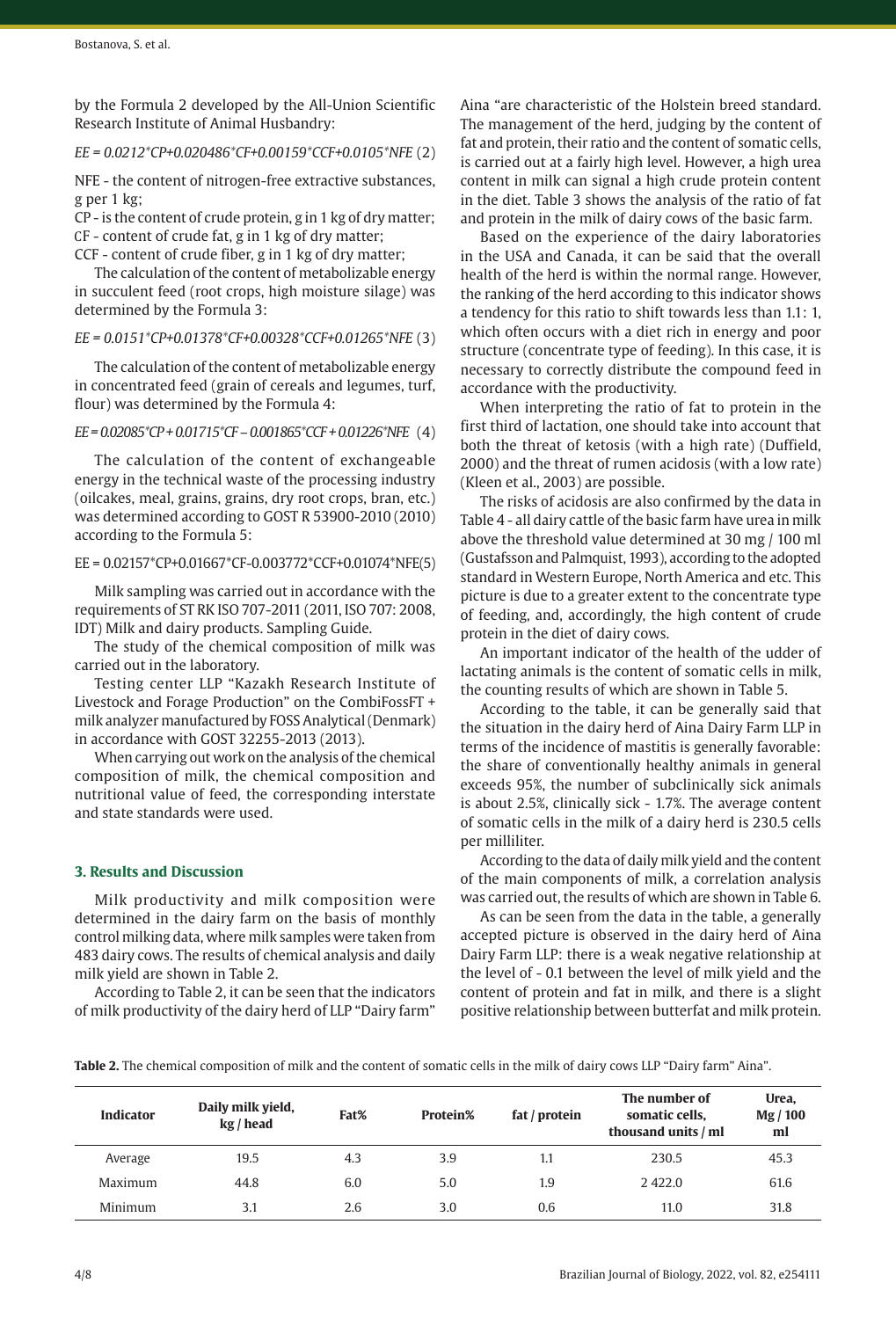by the Formula 2 developed by the All-Union Scientific Research Institute of Animal Husbandry:

$$EE = 0.0212*CP+0.020486*CF+0.00159*CCF+0.0105*NFE \quad (2)$$

NFE - the content of nitrogen-free extractive substances, g per 1 kg;

CP - is the content of crude protein, g in 1 kg of dry matter;

CF - content of crude fat, g in 1 kg of dry matter;

CCF - content of crude fiber, g in 1 kg of dry matter;

The calculation of the content of metabolizable energy in succulent feed (root crops, high moisture silage) was determined by the Formula 3:

$$EE = 0.0151*CP+0.01378*CF+0.00328*CCF+0.01265*NFE \quad (3)$$

The calculation of the content of metabolizable energy in concentrated feed (grain of cereals and legumes, turf, flour) was determined by the Formula 4:

$$EE = 0.02085*CP + 0.01715*CF - 0.001865*CCF + 0.01226*NFE \quad (4)$$

The calculation of the content of exchangeable energy in the technical waste of the processing industry (oilcakes, meal, grains, grains, dry root crops, bran, etc.) was determined according to GOST R 53900-2010 (2010) according to the Formula 5:

$$EE = 0.02157*CP+0.01667*CF-0.003772*CCF+0.01074*NFE \quad (5)$$

Milk sampling was carried out in accordance with the requirements of ST RK ISO 707-2011 (2011, ISO 707: 2008, IDT) Milk and dairy products. Sampling Guide.

The study of the chemical composition of milk was carried out in the laboratory.

Testing center LLP "Kazakh Research Institute of Livestock and Forage Production" on the CombiFossFT + milk analyzer manufactured by FOSS Analytical (Denmark) in accordance with GOST 32255-2013 (2013).

When carrying out work on the analysis of the chemical composition of milk, the chemical composition and nutritional value of feed, the corresponding interstate and state standards were used.

## 3. Results and Discussion

Milk productivity and milk composition were determined in the dairy farm on the basis of monthly control milking data, where milk samples were taken from 483 dairy cows. The results of chemical analysis and daily milk yield are shown in Table 2.

According to Table 2, it can be seen that the indicators of milk productivity of the dairy herd of LLP "Dairy farm" Aina "are characteristic of the Holstein breed standard. The management of the herd, judging by the content of fat and protein, their ratio and the content of somatic cells, is carried out at a fairly high level. However, a high urea content in milk can signal a high crude protein content in the diet. Table 3 shows the analysis of the ratio of fat and protein in the milk of dairy cows of the basic farm.

Based on the experience of the dairy laboratories in the USA and Canada, it can be said that the overall health of the herd is within the normal range. However, the ranking of the herd according to this indicator shows a tendency for this ratio to shift towards less than 1.1: 1, which often occurs with a diet rich in energy and poor structure (concentrate type of feeding). In this case, it is necessary to correctly distribute the compound feed in accordance with the productivity.

When interpreting the ratio of fat to protein in the first third of lactation, one should take into account that both the threat of ketosis (with a high rate) (Duffield, 2000) and the threat of rumen acidosis (with a low rate) (Kleen et al., 2003) are possible.

The risks of acidosis are also confirmed by the data in Table 4 - all dairy cattle of the basic farm have urea in milk above the threshold value determined at 30 mg / 100 ml (Gustafsson and Palmquist, 1993), according to the adopted standard in Western Europe, North America and etc. This picture is due to a greater extent to the concentrate type of feeding, and, accordingly, the high content of crude protein in the diet of dairy cows.

An important indicator of the health of the udder of lactating animals is the content of somatic cells in milk, the counting results of which are shown in Table 5.

According to the table, it can be generally said that the situation in the dairy herd of Aina Dairy Farm LLP in terms of the incidence of mastitis is generally favorable: the share of conventionally healthy animals in general exceeds 95%, the number of subclinically sick animals is about 2.5%, clinically sick - 1.7%. The average content of somatic cells in the milk of a dairy herd is 230.5 cells per milliliter.

According to the data of daily milk yield and the content of the main components of milk, a correlation analysis was carried out, the results of which are shown in Table 6.

As can be seen from the data in the table, a generally accepted picture is observed in the dairy herd of Aina Dairy Farm LLP: there is a weak negative relationship at the level of - 0.1 between the level of milk yield and the content of protein and fat in milk, and there is a slight positive relationship between butterfat and milk protein.

**Table 2.** The chemical composition of milk and the content of somatic cells in the milk of dairy cows LLP "Dairy farm" Aina".

| Indicator | Daily milk yield, kg / head | Fat% | Protein% | fat / protein | The number of somatic cells, thousand units / ml | Urea, Mg / 100 ml |
|---|---|---|---|---|---|---|
| Average | 19.5 | 4.3 | 3.9 | 1.1 | 230.5 | 45.3 |
| Maximum | 44.8 | 6.0 | 5.0 | 1.9 | 2 422.0 | 61.6 |
| Minimum | 3.1 | 2.6 | 3.0 | 0.6 | 11.0 | 31.8 |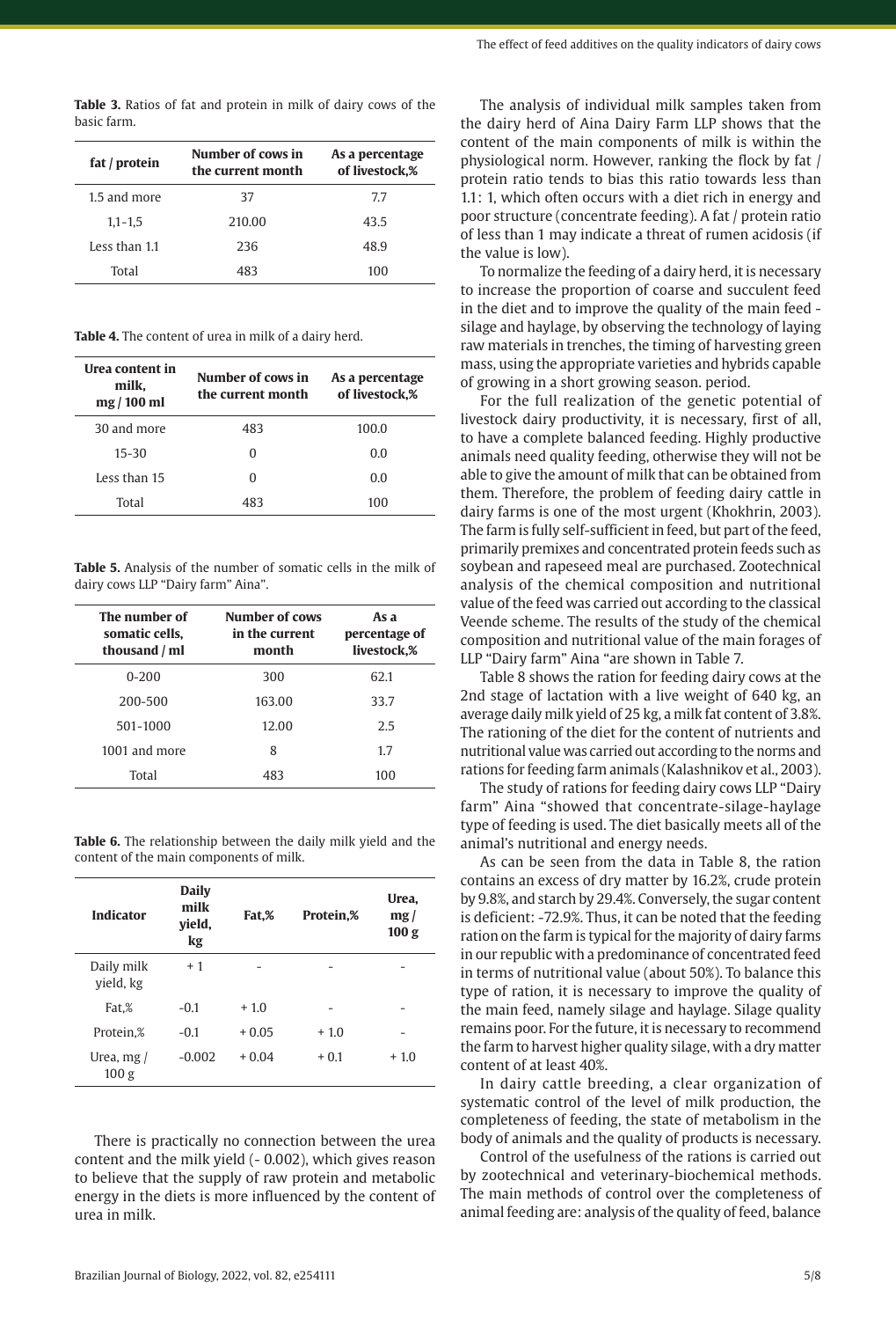**Table 3.** Ratios of fat and protein in milk of dairy cows of the basic farm.

| fat / protein | Number of cows in the current month | As a percentage of livestock,% |
|---|---|---|
| 1.5 and more | 37 | 7.7 |
| 1,1-1,5 | 210.00 | 43.5 |
| Less than 1.1 | 236 | 48.9 |
| Total | 483 | 100 |

**Table 4.** The content of urea in milk of a dairy herd.

| Urea content in milk, mg / 100 ml | Number of cows in the current month | As a percentage of livestock,% |
|---|---|---|
| 30 and more | 483 | 100.0 |
| 15-30 | 0 | 0.0 |
| Less than 15 | 0 | 0.0 |
| Total | 483 | 100 |

**Table 5.** Analysis of the number of somatic cells in the milk of dairy cows LLP "Dairy farm" Aina".

| The number of somatic cells, thousand / ml | Number of cows in the current month | As a percentage of livestock,% |
|---|---|---|
| 0-200 | 300 | 62.1 |
| 200-500 | 163.00 | 33.7 |
| 501-1000 | 12.00 | 2.5 |
| 1001 and more | 8 | 1.7 |
| Total | 483 | 100 |

**Table 6.** The relationship between the daily milk yield and the content of the main components of milk.

| Indicator | Daily milk yield, kg | Fat,% | Protein,% | Urea, mg / 100 g |
|---|---|---|---|---|
| Daily milk yield, kg | + 1 | - | - | - |
| Fat,% | -0.1 | + 1.0 | - | - |
| Protein,% | -0.1 | + 0.05 | + 1.0 | - |
| Urea, mg / 100 g | -0.002 | + 0.04 | + 0.1 | + 1.0 |

There is practically no connection between the urea content and the milk yield (- 0.002), which gives reason to believe that the supply of raw protein and metabolic energy in the diets is more influenced by the content of urea in milk.

The analysis of individual milk samples taken from the dairy herd of Aina Dairy Farm LLP shows that the content of the main components of milk is within the physiological norm. However, ranking the flock by fat / protein ratio tends to bias this ratio towards less than 1.1: 1, which often occurs with a diet rich in energy and poor structure (concentrate feeding). A fat / protein ratio of less than 1 may indicate a threat of rumen acidosis (if the value is low).

To normalize the feeding of a dairy herd, it is necessary to increase the proportion of coarse and succulent feed in the diet and to improve the quality of the main feed - silage and haylage, by observing the technology of laying raw materials in trenches, the timing of harvesting green mass, using the appropriate varieties and hybrids capable of growing in a short growing season. period.

For the full realization of the genetic potential of livestock dairy productivity, it is necessary, first of all, to have a complete balanced feeding. Highly productive animals need quality feeding, otherwise they will not be able to give the amount of milk that can be obtained from them. Therefore, the problem of feeding dairy cattle in dairy farms is one of the most urgent (Khokhrin, 2003). The farm is fully self-sufficient in feed, but part of the feed, primarily premixes and concentrated protein feeds such as soybean and rapeseed meal are purchased. Zootechnical analysis of the chemical composition and nutritional value of the feed was carried out according to the classical Veende scheme. The results of the study of the chemical composition and nutritional value of the main forages of LLP "Dairy farm" Aina "are shown in Table 7.

Table 8 shows the ration for feeding dairy cows at the 2nd stage of lactation with a live weight of 640 kg, an average daily milk yield of 25 kg, a milk fat content of 3.8%. The rationing of the diet for the content of nutrients and nutritional value was carried out according to the norms and rations for feeding farm animals (Kalashnikov et al., 2003).

The study of rations for feeding dairy cows LLP "Dairy farm" Aina "showed that concentrate-silage-haylage type of feeding is used. The diet basically meets all of the animal's nutritional and energy needs.

As can be seen from the data in Table 8, the ration contains an excess of dry matter by 16.2%, crude protein by 9.8%, and starch by 29.4%. Conversely, the sugar content is deficient: -72.9%. Thus, it can be noted that the feeding ration on the farm is typical for the majority of dairy farms in our republic with a predominance of concentrated feed in terms of nutritional value (about 50%). To balance this type of ration, it is necessary to improve the quality of the main feed, namely silage and haylage. Silage quality remains poor. For the future, it is necessary to recommend the farm to harvest higher quality silage, with a dry matter content of at least 40%.

In dairy cattle breeding, a clear organization of systematic control of the level of milk production, the completeness of feeding, the state of metabolism in the body of animals and the quality of products is necessary.

Control of the usefulness of the rations is carried out by zootechnical and veterinary-biochemical methods. The main methods of control over the completeness of animal feeding are: analysis of the quality of feed, balance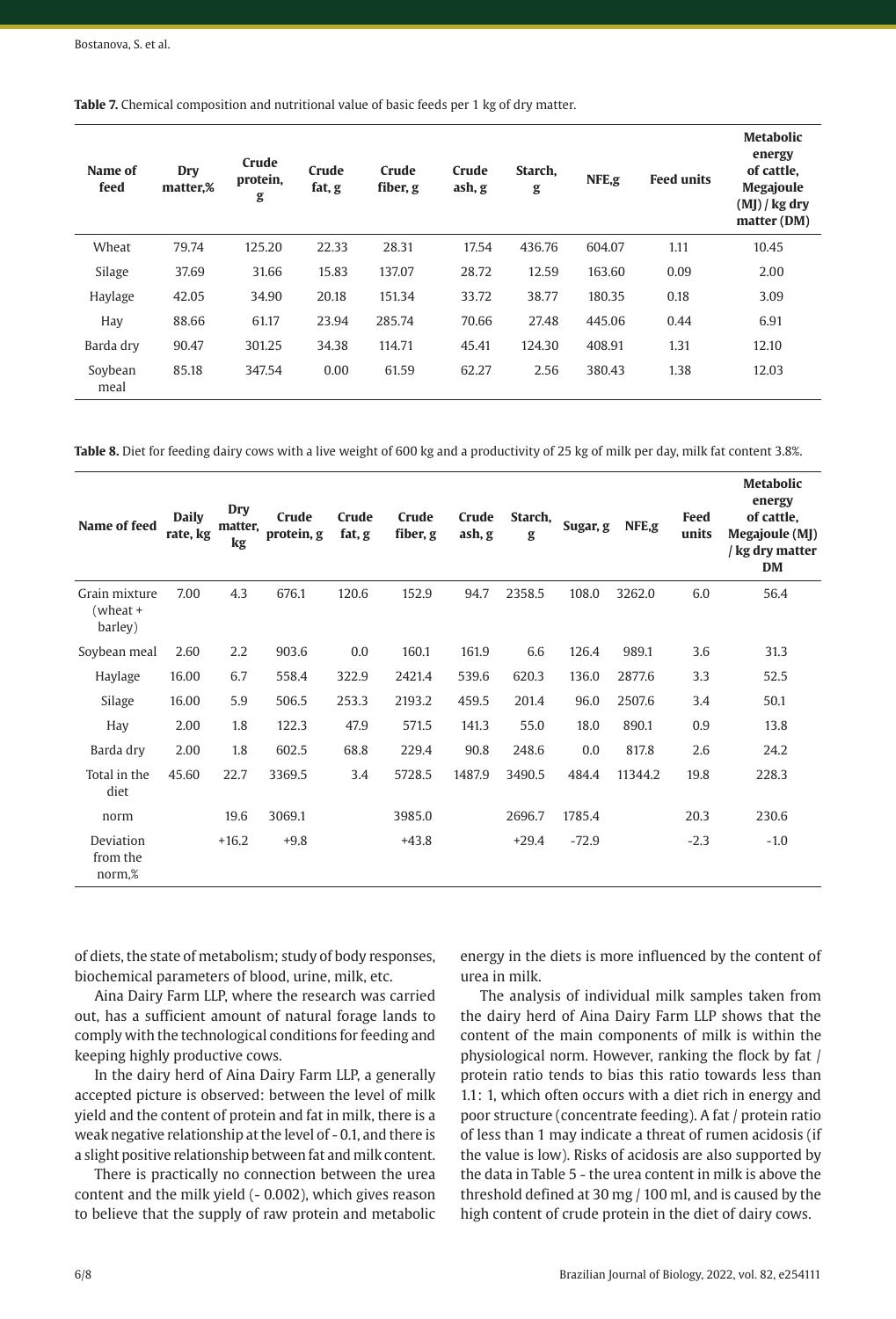**Table 7.** Chemical composition and nutritional value of basic feeds per 1 kg of dry matter.

| Name of feed | Dry matter,% | Crude protein, g | Crude fat, g | Crude fiber, g | Crude ash, g | Starch, g | NFE,g | Feed units | Metabolic energy of cattle, Megajoule (MJ) / kg dry matter (DM) |
|---|---|---|---|---|---|---|---|---|---|
| Wheat | 79.74 | 125.20 | 22.33 | 28.31 | 17.54 | 436.76 | 604.07 | 1.11 | 10.45 |
| Silage | 37.69 | 31.66 | 15.83 | 137.07 | 28.72 | 12.59 | 163.60 | 0.09 | 2.00 |
| Haylage | 42.05 | 34.90 | 20.18 | 151.34 | 33.72 | 38.77 | 180.35 | 0.18 | 3.09 |
| Hay | 88.66 | 61.17 | 23.94 | 285.74 | 70.66 | 27.48 | 445.06 | 0.44 | 6.91 |
| Barda dry | 90.47 | 301.25 | 34.38 | 114.71 | 45.41 | 124.30 | 408.91 | 1.31 | 12.10 |
| Soybean meal | 85.18 | 347.54 | 0.00 | 61.59 | 62.27 | 2.56 | 380.43 | 1.38 | 12.03 |

**Table 8.** Diet for feeding dairy cows with a live weight of 600 kg and a productivity of 25 kg of milk per day, milk fat content 3.8%.

| Name of feed | Daily rate, kg | Dry matter, kg | Crude protein, g | Crude fat, g | Crude fiber, g | Crude ash, g | Starch, g | Sugar, g | NFE,g | Feed units | Metabolic energy of cattle, Megajoule (MJ) / kg dry matter DM |
|---|---|---|---|---|---|---|---|---|---|---|---|
| Grain mixture (wheat + barley) | 7.00 | 4.3 | 676.1 | 120.6 | 152.9 | 94.7 | 2358.5 | 108.0 | 3262.0 | 6.0 | 56.4 |
| Soybean meal | 2.60 | 2.2 | 903.6 | 0.0 | 160.1 | 161.9 | 6.6 | 126.4 | 989.1 | 3.6 | 31.3 |
| Haylage | 16.00 | 6.7 | 558.4 | 322.9 | 2421.4 | 539.6 | 620.3 | 136.0 | 2877.6 | 3.3 | 52.5 |
| Silage | 16.00 | 5.9 | 506.5 | 253.3 | 2193.2 | 459.5 | 201.4 | 96.0 | 2507.6 | 3.4 | 50.1 |
| Hay | 2.00 | 1.8 | 122.3 | 47.9 | 571.5 | 141.3 | 55.0 | 18.0 | 890.1 | 0.9 | 13.8 |
| Barda dry | 2.00 | 1.8 | 602.5 | 68.8 | 229.4 | 90.8 | 248.6 | 0.0 | 817.8 | 2.6 | 24.2 |
| Total in the diet | 45.60 | 22.7 | 3369.5 | 3.4 | 5728.5 | 1487.9 | 3490.5 | 484.4 | 11344.2 | 19.8 | 228.3 |
| norm | | 19.6 | 3069.1 | | 3985.0 | | 2696.7 | 1785.4 | | 20.3 | 230.6 |
| Deviation from the norm,% | | +16.2 | +9.8 | | +43.8 | | +29.4 | -72.9 | | -2.3 | -1.0 |

of diets, the state of metabolism; study of body responses, biochemical parameters of blood, urine, milk, etc.

Aina Dairy Farm LLP, where the research was carried out, has a sufficient amount of natural forage lands to comply with the technological conditions for feeding and keeping highly productive cows.

In the dairy herd of Aina Dairy Farm LLP, a generally accepted picture is observed: between the level of milk yield and the content of protein and fat in milk, there is a weak negative relationship at the level of - 0.1, and there is a slight positive relationship between fat and milk content.

There is practically no connection between the urea content and the milk yield (- 0.002), which gives reason to believe that the supply of raw protein and metabolic energy in the diets is more influenced by the content of urea in milk.

The analysis of individual milk samples taken from the dairy herd of Aina Dairy Farm LLP shows that the content of the main components of milk is within the physiological norm. However, ranking the flock by fat / protein ratio tends to bias this ratio towards less than 1.1: 1, which often occurs with a diet rich in energy and poor structure (concentrate feeding). A fat / protein ratio of less than 1 may indicate a threat of rumen acidosis (if the value is low). Risks of acidosis are also supported by the data in Table 5 - the urea content in milk is above the threshold defined at 30 mg / 100 ml, and is caused by the high content of crude protein in the diet of dairy cows.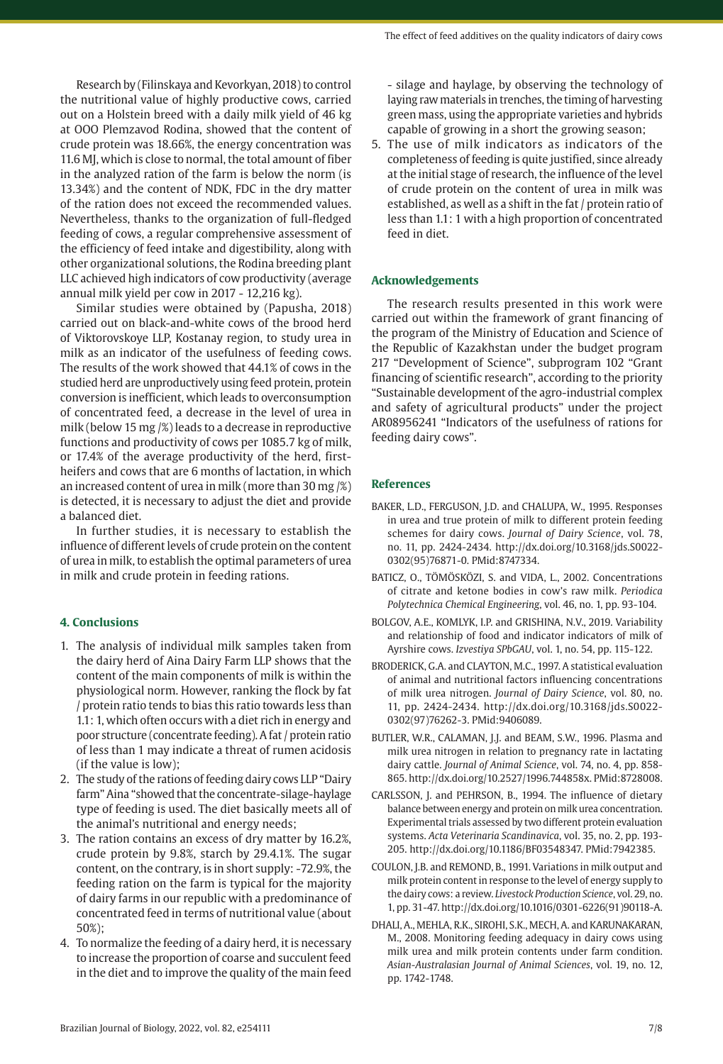Research by (Filinskaya and Kevorkyan, 2018) to control the nutritional value of highly productive cows, carried out on a Holstein breed with a daily milk yield of 46 kg at OOO Plemzavod Rodina, showed that the content of crude protein was 18.66%, the energy concentration was 11.6 MJ, which is close to normal, the total amount of fiber in the analyzed ration of the farm is below the norm (is 13.34%) and the content of NDK, FDC in the dry matter of the ration does not exceed the recommended values. Nevertheless, thanks to the organization of full-fledged feeding of cows, a regular comprehensive assessment of the efficiency of feed intake and digestibility, along with other organizational solutions, the Rodina breeding plant LLC achieved high indicators of cow productivity (average annual milk yield per cow in 2017 - 12,216 kg).

Similar studies were obtained by (Papusha, 2018) carried out on black-and-white cows of the brood herd of Viktorovskoye LLP, Kostanay region, to study urea in milk as an indicator of the usefulness of feeding cows. The results of the work showed that 44.1% of cows in the studied herd are unproductively using feed protein, protein conversion is inefficient, which leads to overconsumption of concentrated feed, a decrease in the level of urea in milk (below 15 mg /%) leads to a decrease in reproductive functions and productivity of cows per 1085.7 kg of milk, or 17.4% of the average productivity of the herd, first-heifers and cows that are 6 months of lactation, in which an increased content of urea in milk (more than 30 mg /%) is detected, it is necessary to adjust the diet and provide a balanced diet.

In further studies, it is necessary to establish the influence of different levels of crude protein on the content of urea in milk, to establish the optimal parameters of urea in milk and crude protein in feeding rations.

## 4. Conclusions

1. The analysis of individual milk samples taken from the dairy herd of Aina Dairy Farm LLP shows that the content of the main components of milk is within the physiological norm. However, ranking the flock by fat / protein ratio tends to bias this ratio towards less than 1.1: 1, which often occurs with a diet rich in energy and poor structure (concentrate feeding). A fat / protein ratio of less than 1 may indicate a threat of rumen acidosis (if the value is low);
2. The study of the rations of feeding dairy cows LLP "Dairy farm" Aina "showed that the concentrate-silage-haylage type of feeding is used. The diet basically meets all of the animal's nutritional and energy needs;
3. The ration contains an excess of dry matter by 16.2%, crude protein by 9.8%, starch by 29.4.1%. The sugar content, on the contrary, is in short supply: -72.9%, the feeding ration on the farm is typical for the majority of dairy farms in our republic with a predominance of concentrated feed in terms of nutritional value (about 50%);
4. To normalize the feeding of a dairy herd, it is necessary to increase the proportion of coarse and succulent feed in the diet and to improve the quality of the main feed - silage and haylage, by observing the technology of laying raw materials in trenches, the timing of harvesting green mass, using the appropriate varieties and hybrids capable of growing in a short the growing season;
5. The use of milk indicators as indicators of the completeness of feeding is quite justified, since already at the initial stage of research, the influence of the level of crude protein on the content of urea in milk was established, as well as a shift in the fat / protein ratio of less than 1.1: 1 with a high proportion of concentrated feed in diet.

## Acknowledgements

The research results presented in this work were carried out within the framework of grant financing of the program of the Ministry of Education and Science of the Republic of Kazakhstan under the budget program 217 "Development of Science", subprogram 102 "Grant financing of scientific research", according to the priority "Sustainable development of the agro-industrial complex and safety of agricultural products" under the project AR08956241 "Indicators of the usefulness of rations for feeding dairy cows".

## References

BAKER, L.D., FERGUSON, J.D. and CHALUPA, W., 1995. Responses in urea and true protein of milk to different protein feeding schemes for dairy cows. *Journal of Dairy Science*, vol. 78, no. 11, pp. 2424-2434. http://dx.doi.org/10.3168/jds.S0022-0302(95)76871-0. PMid:8747334.

BATICZ, O., TÖMÖSKÖZI, S. and VIDA, L., 2002. Concentrations of citrate and ketone bodies in cow's raw milk. *Periodica Polytechnica Chemical Engineering*, vol. 46, no. 1, pp. 93-104.

BOLGOV, A.E., KOMLYK, I.P. and GRISHINA, N.V., 2019. Variability and relationship of food and indicator indicators of milk of Ayrshire cows. *Izvestiya SPbGAU*, vol. 1, no. 54, pp. 115-122.

BRODERICK, G.A. and CLAYTON, M.C., 1997. A statistical evaluation of animal and nutritional factors influencing concentrations of milk urea nitrogen. *Journal of Dairy Science*, vol. 80, no. 11, pp. 2424-2434. http://dx.doi.org/10.3168/jds.S0022-0302(97)76262-3. PMid:9406089.

BUTLER, W.R., CALAMAN, J.J. and BEAM, S.W., 1996. Plasma and milk urea nitrogen in relation to pregnancy rate in lactating dairy cattle. *Journal of Animal Science*, vol. 74, no. 4, pp. 858-865. http://dx.doi.org/10.2527/1996.744858x. PMid:8728008.

CARLSSON, J. and PEHRSON, B., 1994. The influence of dietary balance between energy and protein on milk urea concentration. Experimental trials assessed by two different protein evaluation systems. *Acta Veterinaria Scandinavica*, vol. 35, no. 2, pp. 193-205. http://dx.doi.org/10.1186/BF03548347. PMid:7942385.

COULON, J.B. and REMOND, B., 1991. Variations in milk output and milk protein content in response to the level of energy supply to the dairy cows: a review. *Livestock Production Science*, vol. 29, no. 1, pp. 31-47. http://dx.doi.org/10.1016/0301-6226(91)90118-A.

DHALI, A., MEHLA, R.K., SIROHI, S.K., MECH, A. and KARUNAKARAN, M., 2008. Monitoring feeding adequacy in dairy cows using milk urea and milk protein contents under farm condition. *Asian-Australasian Journal of Animal Sciences*, vol. 19, no. 12, pp. 1742-1748.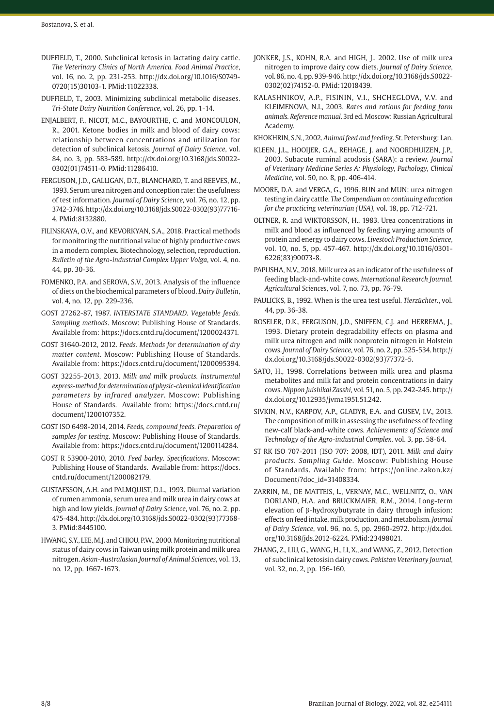DUFFIELD, T., 2000. Subclinical ketosis in lactating dairy cattle. *The Veterinary Clinics of North America. Food Animal Practice*, vol. 16, no. 2, pp. 231-253. http://dx.doi.org/10.1016/S0749-0720(15)30103-1. PMid:11022338.

DUFFIELD, T., 2003. Minimizing subclinical metabolic diseases. *Tri-State Dairy Nutrition Conference*, vol. 26, pp. 1-14.

ENJALBERT, F., NICOT, M.C., BAYOURTHE, C. and MONCOULON, R., 2001. Ketone bodies in milk and blood of dairy cows: relationship between concentrations and utilization for detection of subclinical ketosis. *Journal of Dairy Science*, vol. 84, no. 3, pp. 583-589. http://dx.doi.org/10.3168/jds.S0022-0302(01)74511-0. PMid:11286410.

FERGUSON, J.D., GALLIGAN, D.T., BLANCHARD, T. and REEVES, M., 1993. Serum urea nitrogen and conception rate: the usefulness of test information. *Journal of Dairy Science*, vol. 76, no. 12, pp. 3742-3746. http://dx.doi.org/10.3168/jds.S0022-0302(93)77716-4. PMid:8132880.

FILINSKAYA, O.V., and KEVORKYAN, S.A., 2018. Practical methods for monitoring the nutritional value of highly productive cows in a modern complex. Biotechnology, selection, reproduction. *Bulletin of the Agro-industrial Complex Upper Volga*, vol. 4, no. 44, pp. 30-36.

FOMENKO, P.A. and SEROVA, S.V., 2013. Analysis of the influence of diets on the biochemical parameters of blood. *Dairy Bulletin*, vol. 4, no. 12, pp. 229-236.

GOST 27262-87, 1987. *INTERSTATE STANDARD. Vegetable feeds. Sampling methods*. Moscow: Publishing House of Standards. Available from: https://docs.cntd.ru/document/1200024371.

GOST 31640-2012, 2012. *Feeds. Methods for determination of dry matter content*. Moscow: Publishing House of Standards. Available from: https://docs.cntd.ru/document/1200095394.

GOST 32255-2013, 2013. *Milk and milk products. Instrumental express-method for determination of physic-chemical identification parameters by infrared analyzer*. Moscow: Publishing House of Standards. Available from: https://docs.cntd.ru/document/1200107352.

GOST ISO 6498-2014, 2014. *Feeds, compound feeds. Preparation of samples for testing*. Moscow: Publishing House of Standards. Available from: https://docs.cntd.ru/document/1200114284.

GOST R 53900-2010, 2010. *Feed barley. Specifications*. Moscow: Publishing House of Standards. Available from: https://docs.cntd.ru/document/1200082179.

GUSTAFSSON, A.H. and PALMQUIST, D.L., 1993. Diurnal variation of rumen ammonia, serum urea and milk urea in dairy cows at high and low yields. *Journal of Dairy Science*, vol. 76, no. 2, pp. 475-484. http://dx.doi.org/10.3168/jds.S0022-0302(93)77368-3. PMid:8445100.

HWANG, S.Y., LEE, M.J. and CHIOU, P.W., 2000. Monitoring nutritional status of dairy cows in Taiwan using milk protein and milk urea nitrogen. *Asian-Australasian Journal of Animal Sciences*, vol. 13, no. 12, pp. 1667-1673.

JONKER, J.S., KOHN, R.A. and HIGH, J.. 2002. Use of milk urea nitrogen to improve dairy cow diets. *Journal of Dairy Science*, vol. 86, no. 4, pp. 939-946. http://dx.doi.org/10.3168/jds.S0022-0302(02)74152-0. PMid:12018439.

KALASHNIKOV, A.P., FISININ, V.I., SHCHEGLOVA, V.V. and KLEIMENOVA, N.I., 2003. *Rates and rations for feeding farm animals. Reference manual*. 3rd ed. Moscow: Russian Agricultural Academy.

KHOKHRIN, S.N., 2002. *Animal feed and feeding*. St. Petersburg: Lan.

KLEEN, J.L., HOOIJER, G.A., REHAGE, J. and NOORDHUIZEN, J.P., 2003. Subacute ruminal acodosis (SARA): a review. *Journal of Veterinary Medicine Series A: Physiology, Pathology, Clinical Medicine*, vol. 50, no. 8, pp. 406-414.

MOORE, D.A. and VERGA, G., 1996. BUN and MUN: urea nitrogen testing in dairy cattle. *The Compendium on continuing education for the practicing veterinarian (USA)*, vol. 18, pp. 712-721.

OLTNER, R. and WIKTORSSON, H., 1983. Urea concentrations in milk and blood as influenced by feeding varying amounts of protein and energy to dairy cows. *Livestock Production Science*, vol. 10, no. 5, pp. 457-467. http://dx.doi.org/10.1016/0301-6226(83)90073-8.

PAPUSHA, N.V., 2018. Milk urea as an indicator of the usefulness of feeding black-and-white cows. *International Research Journal. Agricultural Sciences*, vol. 7, no. 73, pp. 76-79.

PAULICKS, B., 1992. When is the urea test useful. *Tierzüchter.*, vol. 44, pp. 36-38.

ROSELER, D.K., FERGUSON, J.D., SNIFFEN, C.J. and HERREMA, J., 1993. Dietary protein degradability effects on plasma and milk urea nitrogen and milk nonprotein nitrogen in Holstein cows. *Journal of Dairy Science*, vol. 76, no. 2, pp. 525-534. http://dx.doi.org/10.3168/jds.S0022-0302(93)77372-5.

SATO, H., 1998. Correlations between milk urea and plasma metabolites and milk fat and protein concentrations in dairy cows. *Nippon Juishikai Zasshi*, vol. 51, no. 5, pp. 242-245. http://dx.doi.org/10.12935/jvma1951.51.242.

SIVKIN, N.V., KARPOV, A.P., GLADYR, E.A. and GUSEV, I.V., 2013. The composition of milk in assessing the usefulness of feeding new-calf black-and-white cows. *Achievements of Science and Technology of the Agro-industrial Complex*, vol. 3, pp. 58-64.

ST RK ISO 707-2011 (ISO 707: 2008, IDT), 2011. *Milk and dairy products. Sampling Guide*. Moscow: Publishing House of Standards. Available from: https://online.zakon.kz/Document/?doc_id=31408334.

ZARRIN, M., DE MATTEIS, L., VERNAY, M.C., WELLNITZ, O., VAN DORLAND, H.A. and BRUCKMAIER, R.M., 2014. Long-term elevation of β-hydroxybutyrate in dairy through infusion: effects on feed intake, milk production, and metabolism. *Journal of Dairy Science*, vol. 96, no. 5, pp. 2960-2972. http://dx.doi.org/10.3168/jds.2012-6224. PMid:23498021.

ZHANG, Z., LIU, G., WANG, H., LI, X., and WANG, Z., 2012. Detection of subclinical ketosisin dairy cows. *Pakistan Veterinary Journal*, vol. 32, no. 2, pp. 156-160.